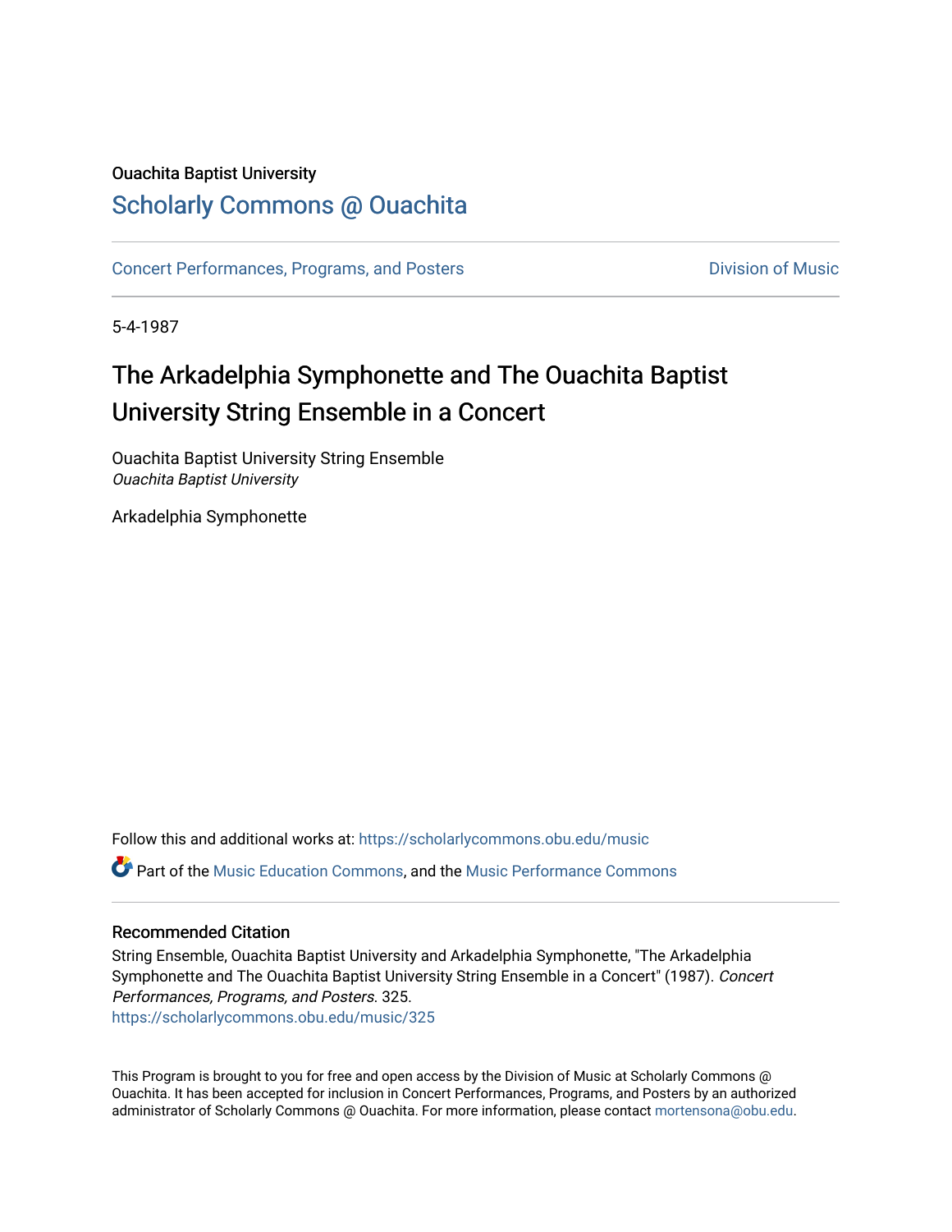Ouachita Baptist University

## Scholarly Commons @ Ouachita

Concert Performances, Programs, and Posters | Division of Music

5-4-1987

# The Arkadelphia Symphonette and The Ouachita Baptist University String Ensemble in a Concert

Ouachita Baptist University String Ensemble
*Ouachita Baptist University*

Arkadelphia Symphonette

Follow this and additional works at: https://scholarlycommons.obu.edu/music

Part of the Music Education Commons, and the Music Performance Commons

### Recommended Citation

String Ensemble, Ouachita Baptist University and Arkadelphia Symphonette, "The Arkadelphia Symphonette and The Ouachita Baptist University String Ensemble in a Concert" (1987). *Concert Performances, Programs, and Posters*. 325.
https://scholarlycommons.obu.edu/music/325

This Program is brought to you for free and open access by the Division of Music at Scholarly Commons @ Ouachita. It has been accepted for inclusion in Concert Performances, Programs, and Posters by an authorized administrator of Scholarly Commons @ Ouachita. For more information, please contact mortensona@obu.edu.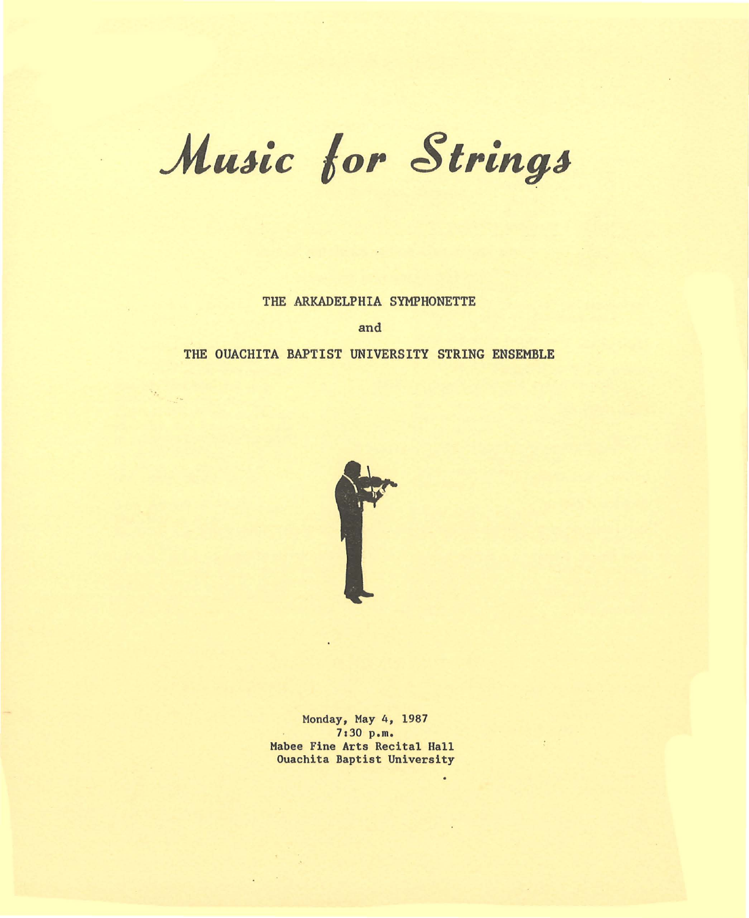# Music for Strings

THE ARKADELPHIA SYMPHONETTE

and

THE OUACHITA BAPTIST UNIVERSITY STRING ENSEMBLE

Monday, May 4, 1987
7:30 p.m.
Mabee Fine Arts Recital Hall
Ouachita Baptist University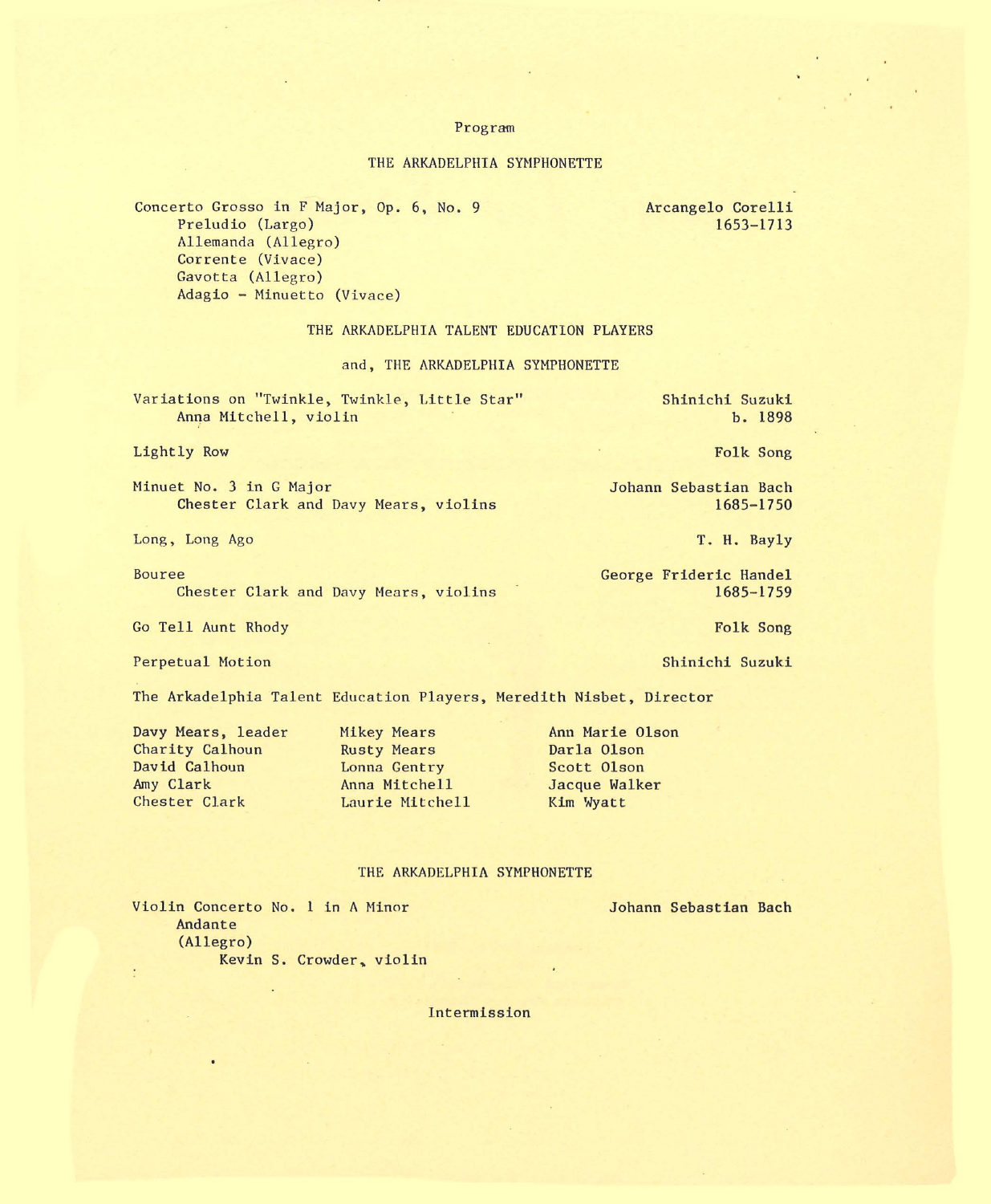# Program

## THE ARKADELPHIA SYMPHONETTE

Concerto Grosso in F Major, Op. 6, No. 9 — Arcangelo Corelli, 1653-1713
- Preludio (Largo)
- Allemanda (Allegro)
- Corrente (Vivace)
- Gavotta (Allegro)
- Adagio - Minuetto (Vivace)

## THE ARKADELPHIA TALENT EDUCATION PLAYERS

## and, THE ARKADELPHIA SYMPHONETTE

Variations on "Twinkle, Twinkle, Little Star" — Shinichi Suzuki, b. 1898
- Anna Mitchell, violin

Lightly Row — Folk Song

Minuet No. 3 in G Major — Johann Sebastian Bach, 1685-1750
- Chester Clark and Davy Mears, violins

Long, Long Ago — T. H. Bayly

Bouree — George Frideric Handel, 1685-1759
- Chester Clark and Davy Mears, violins

Go Tell Aunt Rhody — Folk Song

Perpetual Motion — Shinichi Suzuki

The Arkadelphia Talent Education Players, Meredith Nisbet, Director

Davy Mears, leader
Charity Calhoun
David Calhoun
Amy Clark
Chester Clark
Mikey Mears
Rusty Mears
Lonna Gentry
Anna Mitchell
Laurie Mitchell
Ann Marie Olson
Darla Olson
Scott Olson
Jacque Walker
Kim Wyatt

## THE ARKADELPHIA SYMPHONETTE

Violin Concerto No. 1 in A Minor — Johann Sebastian Bach
- Andante
- (Allegro)
  - Kevin S. Crowder, violin

Intermission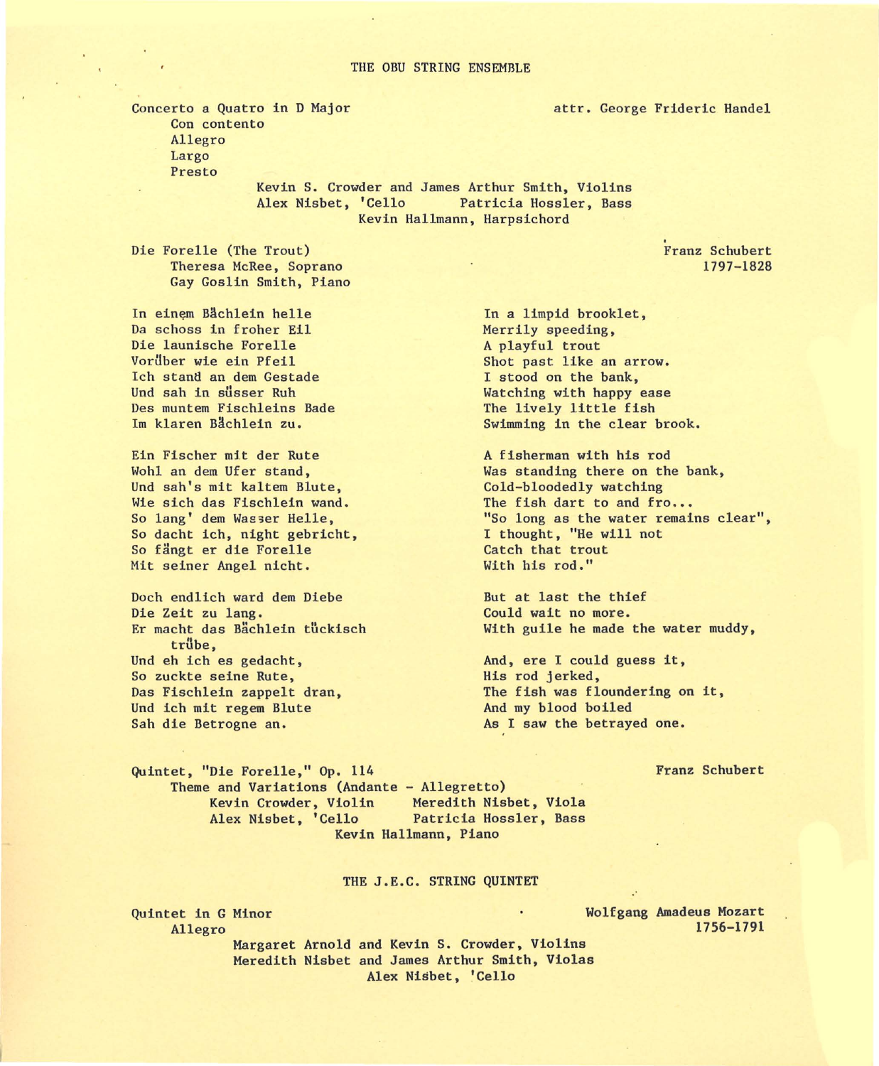## THE OBU STRING ENSEMBLE

Concerto a Quatro in D Major — attr. George Frideric Handel

Con contento
Allegro
Largo
Presto

Kevin S. Crowder and James Arthur Smith, Violins
Alex Nisbet, 'Cello — Patricia Hossler, Bass
Kevin Hallmann, Harpsichord

Die Forelle (The Trout) — Franz Schubert 1797-1828

Theresa McRee, Soprano
Gay Goslin Smith, Piano

| | |
|---|---|
| In einem Bächlein helle | In a limpid brooklet, |
| Da schoss in froher Eil | Merrily speeding, |
| Die launische Forelle | A playful trout |
| Vorüber wie ein Pfeil | Shot past like an arrow. |
| Ich stand an dem Gestade | I stood on the bank, |
| Und sah in süsser Ruh | Watching with happy ease |
| Des muntem Fischleins Bade | The lively little fish |
| Im klaren Bächlein zu. | Swimming in the clear brook. |
| | |
| Ein Fischer mit der Rute | A fisherman with his rod |
| Wohl an dem Ufer stand, | Was standing there on the bank, |
| Und sah's mit kaltem Blute, | Cold-bloodedly watching |
| Wie sich das Fischlein wand. | The fish dart to and fro... |
| So lang' dem Wasser Helle, | "So long as the water remains clear", |
| So dacht ich, night gebricht, | I thought, "He will not |
| So fängt er die Forelle | Catch that trout |
| Mit seiner Angel nicht. | With his rod." |
| | |
| Doch endlich ward dem Diebe | But at last the thief |
| Die Zeit zu lang. | Could wait no more. |
| Er macht das Bächlein tückisch trübe, | With guile he made the water muddy, |
| | |
| Und eh ich es gedacht, | And, ere I could guess it, |
| So zuckte seine Rute, | His rod jerked, |
| Das Fischlein zappelt dran, | The fish was floundering on it, |
| Und ich mit regem Blute | And my blood boiled |
| Sah die Betrogne an. | As I saw the betrayed one. |

Quintet, "Die Forelle," Op. 114 — Franz Schubert

Theme and Variations (Andante - Allegretto)

Kevin Crowder, Violin — Meredith Nisbet, Viola
Alex Nisbet, 'Cello — Patricia Hossler, Bass
Kevin Hallmann, Piano

## THE J.E.C. STRING QUINTET

Quintet in G Minor — Wolfgang Amadeus Mozart 1756-1791

Allegro

Margaret Arnold and Kevin S. Crowder, Violins
Meredith Nisbet and James Arthur Smith, Violas
Alex Nisbet, 'Cello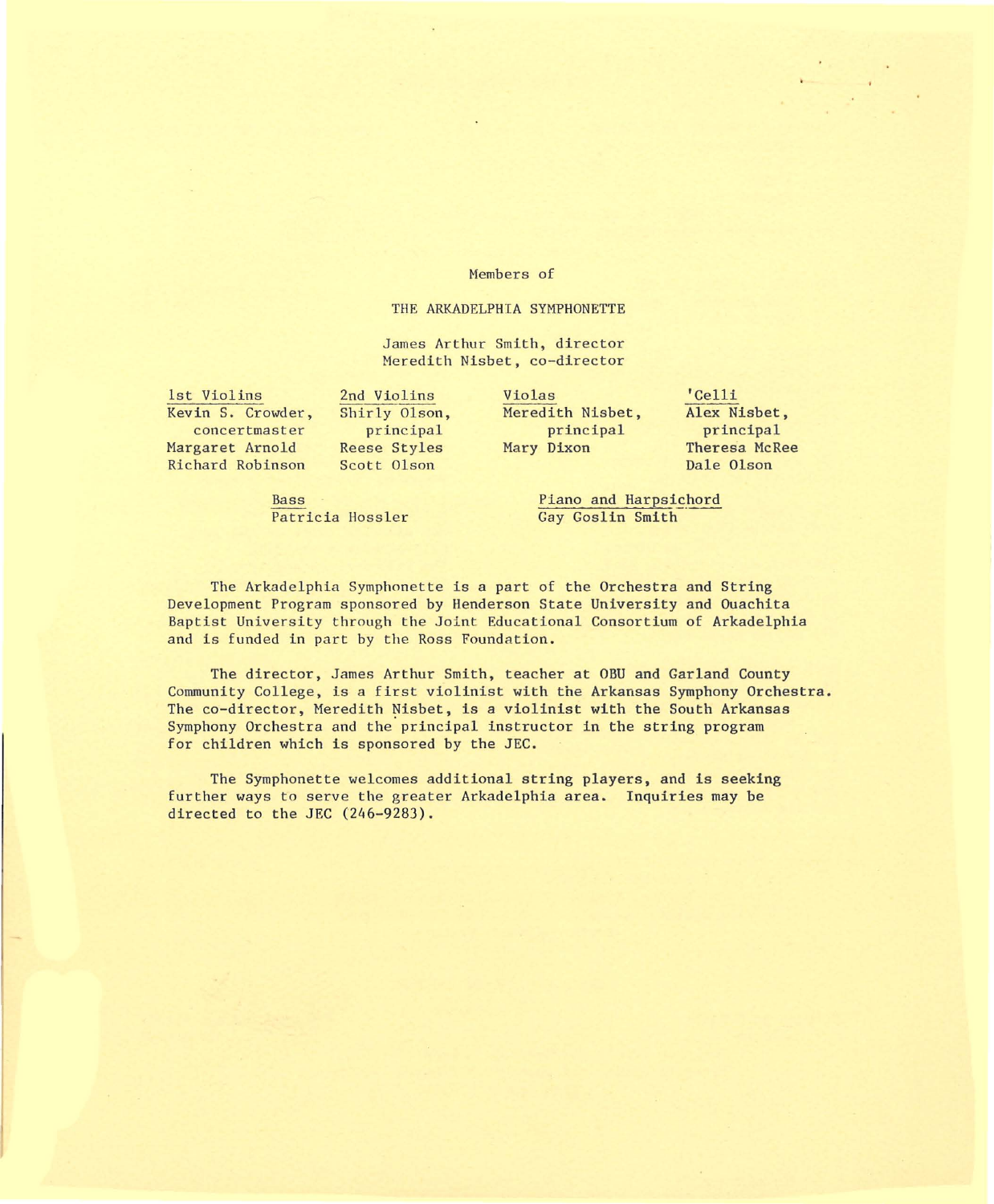Members of

THE ARKADELPHIA SYMPHONETTE

James Arthur Smith, director
Meredith Nisbet, co-director

| 1st Violins | 2nd Violins | Violas | 'Celli |
| --- | --- | --- | --- |
| Kevin S. Crowder, concertmaster | Shirly Olson, principal | Meredith Nisbet, principal | Alex Nisbet, principal |
| Margaret Arnold | Reese Styles | Mary Dixon | Theresa McRee |
| Richard Robinson | Scott Olson | | Dale Olson |

| Bass | Piano and Harpsichord |
| --- | --- |
| Patricia Hossler | Gay Goslin Smith |

The Arkadelphia Symphonette is a part of the Orchestra and String Development Program sponsored by Henderson State University and Ouachita Baptist University through the Joint Educational Consortium of Arkadelphia and is funded in part by the Ross Foundation.

The director, James Arthur Smith, teacher at OBU and Garland County Community College, is a first violinist with the Arkansas Symphony Orchestra. The co-director, Meredith Nisbet, is a violinist with the South Arkansas Symphony Orchestra and the principal instructor in the string program for children which is sponsored by the JEC.

The Symphonette welcomes additional string players, and is seeking further ways to serve the greater Arkadelphia area. Inquiries may be directed to the JEC (246-9283).